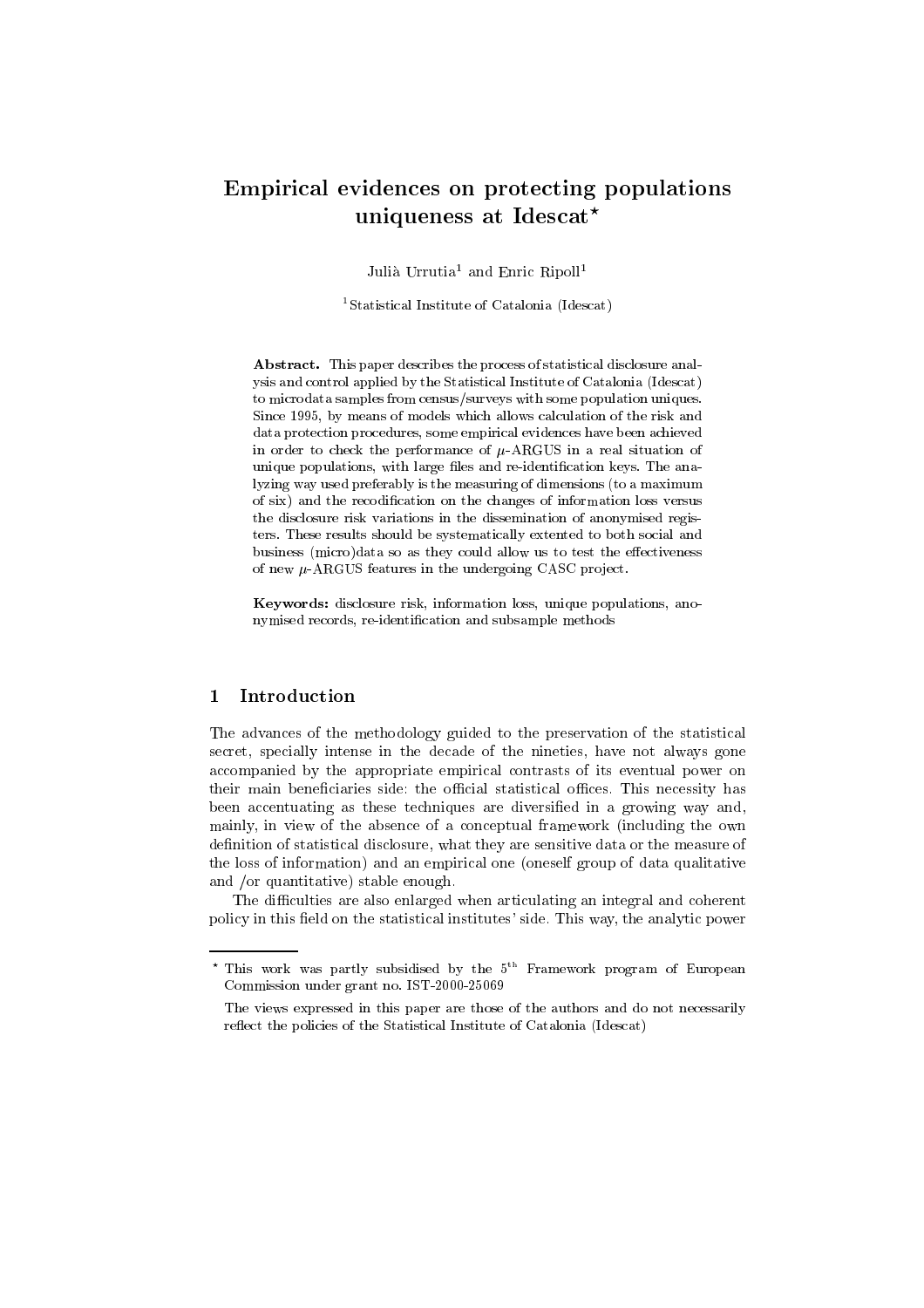# Empirical evidences on protecting populations uniqueness at Idescat*

Julià Urrutia[1] and Enric Ripoll[1]

[1] Statistical Institute of Catalonia (Idescat)

**Abstract.** This paper describes the process of statistical disclosure analysis and control applied by the Statistical Institute of Catalonia (Idescat) to microdata samples from census/surveys with some population uniques. Since 1995, by means of models which allows calculation of the risk and data protection procedures, some empirical evidences have been achieved in order to check the performance of $\mu$-ARGUS in a real situation of unique populations, with large files and re-identification keys. The analyzing way used preferably is the measuring of dimensions (to a maximum of six) and the recodification on the changes of information loss versus the disclosure risk variations in the dissemination of anonymised registers. These results should be systematically extented to both social and business (micro)data so as they could allow us to test the effectiveness of new $\mu$-ARGUS features in the undergoing CASC project.

**Keywords:** disclosure risk, information loss, unique populations, anonymised records, re-identification and subsample methods

## 1 Introduction

The advances of the methodology guided to the preservation of the statistical secret, specially intense in the decade of the nineties, have not always gone accompanied by the appropriate empirical contrasts of its eventual power on their main beneficiaries side: the official statistical offices. This necessity has been accentuating as these techniques are diversified in a growing way and, mainly, in view of the absence of a conceptual framework (including the own definition of statistical disclosure, what they are sensitive data or the measure of the loss of information) and an empirical one (oneself group of data qualitative and /or quantitative) stable enough.

The difficulties are also enlarged when articulating an integral and coherent policy in this field on the statistical institutes' side. This way, the analytic power

---

* This work was partly subsidised by the 5th Framework program of European Commission under grant no. IST-2000-25069

The views expressed in this paper are those of the authors and do not necessarily reflect the policies of the Statistical Institute of Catalonia (Idescat)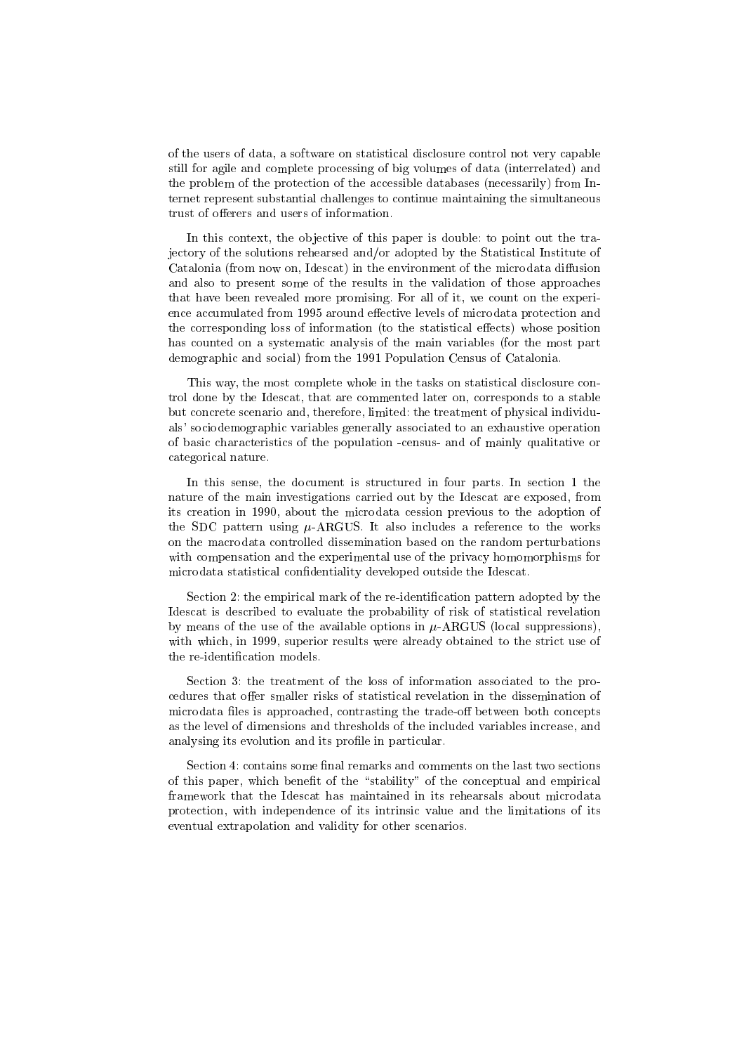of the users of data, a software on statistical disclosure control not very capable still for agile and complete processing of big volumes of data (interrelated) and the problem of the protection of the accessible databases (necessarily) from Internet represent substantial challenges to continue maintaining the simultaneous trust of offerers and users of information.

In this context, the objective of this paper is double: to point out the trajectory of the solutions rehearsed and/or adopted by the Statistical Institute of Catalonia (from now on, Idescat) in the environment of the microdata diffusion and also to present some of the results in the validation of those approaches that have been revealed more promising. For all of it, we count on the experience accumulated from 1995 around effective levels of microdata protection and the corresponding loss of information (to the statistical effects) whose position has counted on a systematic analysis of the main variables (for the most part demographic and social) from the 1991 Population Census of Catalonia.

This way, the most complete whole in the tasks on statistical disclosure control done by the Idescat, that are commented later on, corresponds to a stable but concrete scenario and, therefore, limited: the treatment of physical individuals' sociodemographic variables generally associated to an exhaustive operation of basic characteristics of the population -census- and of mainly qualitative or categorical nature.

In this sense, the document is structured in four parts. In section 1 the nature of the main investigations carried out by the Idescat are exposed, from its creation in 1990, about the microdata cession previous to the adoption of the SDC pattern using $\mu$-ARGUS. It also includes a reference to the works on the macrodata controlled dissemination based on the random perturbations with compensation and the experimental use of the privacy homomorphisms for microdata statistical confidentiality developed outside the Idescat.

Section 2: the empirical mark of the re-identification pattern adopted by the Idescat is described to evaluate the probability of risk of statistical revelation by means of the use of the available options in $\mu$-ARGUS (local suppressions), with which, in 1999, superior results were already obtained to the strict use of the re-identification models.

Section 3: the treatment of the loss of information associated to the procedures that offer smaller risks of statistical revelation in the dissemination of microdata files is approached, contrasting the trade-off between both concepts as the level of dimensions and thresholds of the included variables increase, and analysing its evolution and its profile in particular.

Section 4: contains some final remarks and comments on the last two sections of this paper, which benefit of the "stability" of the conceptual and empirical framework that the Idescat has maintained in its rehearsals about microdata protection, with independence of its intrinsic value and the limitations of its eventual extrapolation and validity for other scenarios.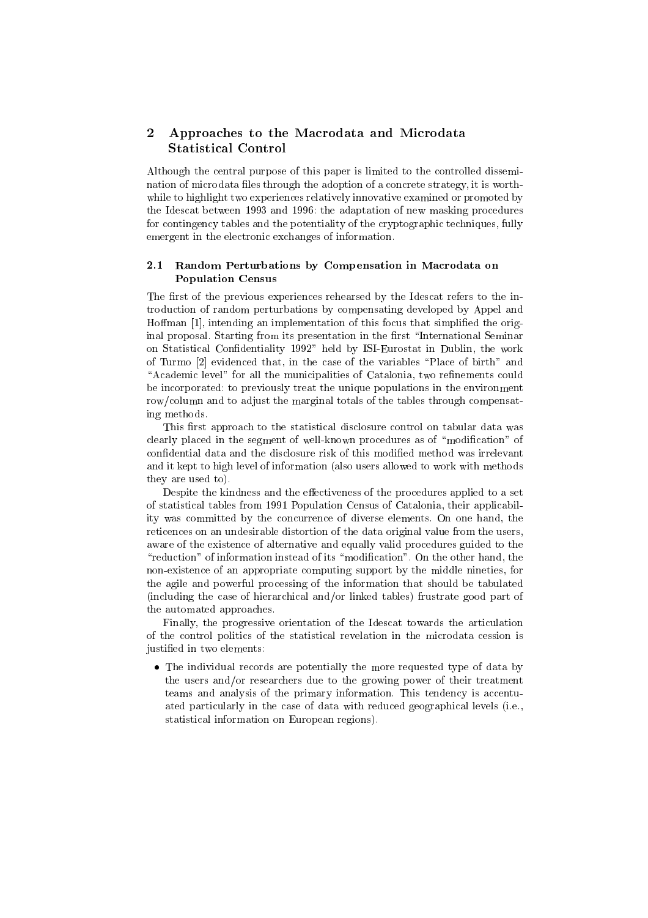## 2 Approaches to the Macrodata and Microdata Statistical Control

Although the central purpose of this paper is limited to the controlled dissemination of microdata files through the adoption of a concrete strategy, it is worthwhile to highlight two experiences relatively innovative examined or promoted by the Idescat between 1993 and 1996: the adaptation of new masking procedures for contingency tables and the potentiality of the cryptographic techniques, fully emergent in the electronic exchanges of information.

### 2.1 Random Perturbations by Compensation in Macrodata on Population Census

The first of the previous experiences rehearsed by the Idescat refers to the introduction of random perturbations by compensating developed by Appel and Hoffman [1], intending an implementation of this focus that simplified the original proposal. Starting from its presentation in the first "International Seminar on Statistical Confidentiality 1992" held by ISI-Eurostat in Dublin, the work of Turmo [2] evidenced that, in the case of the variables "Place of birth" and "Academic level" for all the municipalities of Catalonia, two refinements could be incorporated: to previously treat the unique populations in the environment row/column and to adjust the marginal totals of the tables through compensating methods.

This first approach to the statistical disclosure control on tabular data was clearly placed in the segment of well-known procedures as of "modification" of confidential data and the disclosure risk of this modified method was irrelevant and it kept to high level of information (also users allowed to work with methods they are used to).

Despite the kindness and the effectiveness of the procedures applied to a set of statistical tables from 1991 Population Census of Catalonia, their applicability was committed by the concurrence of diverse elements. On one hand, the reticences on an undesirable distortion of the data original value from the users, aware of the existence of alternative and equally valid procedures guided to the "reduction" of information instead of its "modification". On the other hand, the non-existence of an appropriate computing support by the middle nineties, for the agile and powerful processing of the information that should be tabulated (including the case of hierarchical and/or linked tables) frustrate good part of the automated approaches.

Finally, the progressive orientation of the Idescat towards the articulation of the control politics of the statistical revelation in the microdata cession is justified in two elements:

- The individual records are potentially the more requested type of data by the users and/or researchers due to the growing power of their treatment teams and analysis of the primary information. This tendency is accentuated particularly in the case of data with reduced geographical levels (i.e., statistical information on European regions).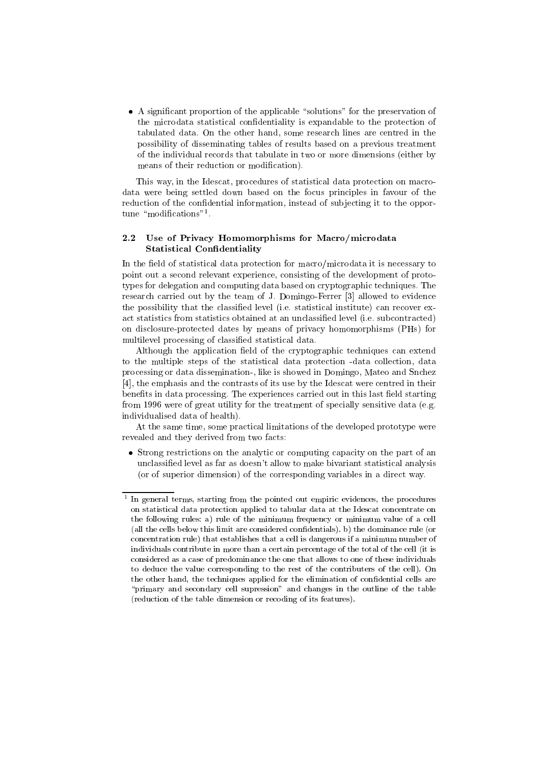- A significant proportion of the applicable "solutions" for the preservation of the microdata statistical confidentiality is expandable to the protection of tabulated data. On the other hand, some research lines are centred in the possibility of disseminating tables of results based on a previous treatment of the individual records that tabulate in two or more dimensions (either by means of their reduction or modification).

This way, in the Idescat, procedures of statistical data protection on macrodata were being settled down based on the focus principles in favour of the reduction of the confidential information, instead of subjecting it to the opportune "modifications"[1].

### 2.2 Use of Privacy Homomorphisms for Macro/microdata Statistical Confidentiality

In the field of statistical data protection for macro/microdata it is necessary to point out a second relevant experience, consisting of the development of prototypes for delegation and computing data based on cryptographic techniques. The research carried out by the team of J. Domingo-Ferrer [3] allowed to evidence the possibility that the classified level (i.e. statistical institute) can recover exact statistics from statistics obtained at an unclassified level (i.e. subcontracted) on disclosure-protected dates by means of privacy homomorphisms (PHs) for multilevel processing of classified statistical data.

Although the application field of the cryptographic techniques can extend to the multiple steps of the statistical data protection -data collection, data processing or data dissemination-, like is showed in Domingo, Mateo and Snchez [4], the emphasis and the contrasts of its use by the Idescat were centred in their benefits in data processing. The experiences carried out in this last field starting from 1996 were of great utility for the treatment of specially sensitive data (e.g. individualised data of health).

At the same time, some practical limitations of the developed prototype were revealed and they derived from two facts:

- Strong restrictions on the analytic or computing capacity on the part of an unclassified level as far as doesn't allow to make bivariant statistical analysis (or of superior dimension) of the corresponding variables in a direct way.

---

[1] In general terms, starting from the pointed out empiric evidences, the procedures on statistical data protection applied to tabular data at the Idescat concentrate on the following rules: a) rule of the minimum frequency or minimum value of a cell (all the cells below this limit are considered confidentials). b) the dominance rule (or concentration rule) that establishes that a cell is dangerous if a minimum number of individuals contribute in more than a certain percentage of the total of the cell (it is considered as a case of predominance the one that allows to one of these individuals to deduce the value corresponding to the rest of the contributers of the cell). On the other hand, the techniques applied for the elimination of confidential cells are "primary and secondary cell supression" and changes in the outline of the table (reduction of the table dimension or recoding of its features).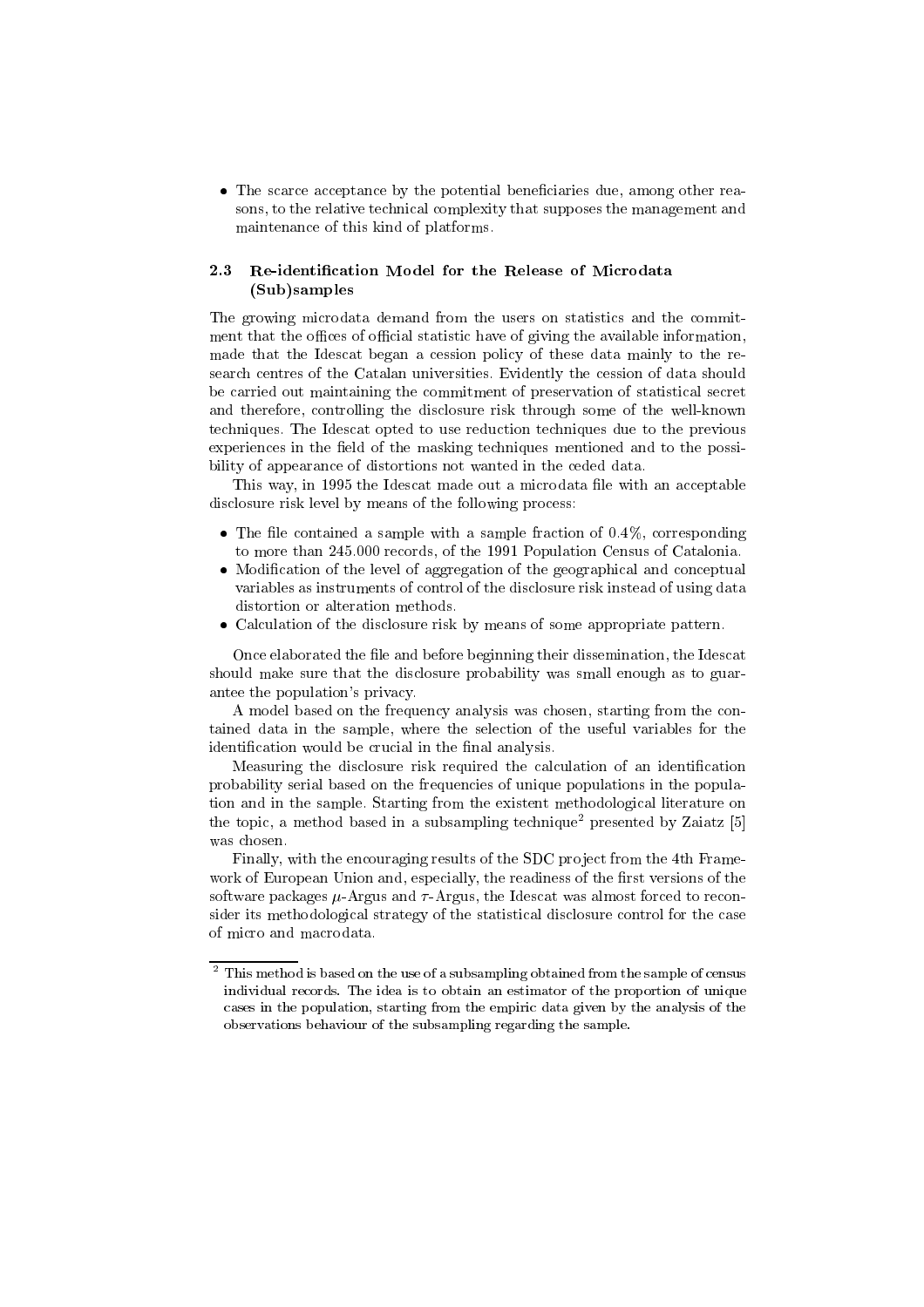- The scarce acceptance by the potential beneficiaries due, among other reasons, to the relative technical complexity that supposes the management and maintenance of this kind of platforms.

### 2.3 Re-identification Model for the Release of Microdata (Sub)samples

The growing microdata demand from the users on statistics and the commitment that the offices of official statistic have of giving the available information, made that the Idescat began a cession policy of these data mainly to the research centres of the Catalan universities. Evidently the cession of data should be carried out maintaining the commitment of preservation of statistical secret and therefore, controlling the disclosure risk through some of the well-known techniques. The Idescat opted to use reduction techniques due to the previous experiences in the field of the masking techniques mentioned and to the possibility of appearance of distortions not wanted in the ceded data.

This way, in 1995 the Idescat made out a microdata file with an acceptable disclosure risk level by means of the following process:

- The file contained a sample with a sample fraction of 0.4%, corresponding to more than 245.000 records, of the 1991 Population Census of Catalonia.
- Modification of the level of aggregation of the geographical and conceptual variables as instruments of control of the disclosure risk instead of using data distortion or alteration methods.
- Calculation of the disclosure risk by means of some appropriate pattern.

Once elaborated the file and before beginning their dissemination, the Idescat should make sure that the disclosure probability was small enough as to guarantee the population's privacy.

A model based on the frequency analysis was chosen, starting from the contained data in the sample, where the selection of the useful variables for the identification would be crucial in the final analysis.

Measuring the disclosure risk required the calculation of an identification probability serial based on the frequencies of unique populations in the population and in the sample. Starting from the existent methodological literature on the topic, a method based in a subsampling technique[2] presented by Zaiatz [5] was chosen.

Finally, with the encouraging results of the SDC project from the 4th Framework of European Union and, especially, the readiness of the first versions of the software packages $\mu$-Argus and $\tau$-Argus, the Idescat was almost forced to reconsider its methodological strategy of the statistical disclosure control for the case of micro and macrodata.

[2] This method is based on the use of a subsampling obtained from the sample of census individual records. The idea is to obtain an estimator of the proportion of unique cases in the population, starting from the empiric data given by the analysis of the observations behaviour of the subsampling regarding the sample.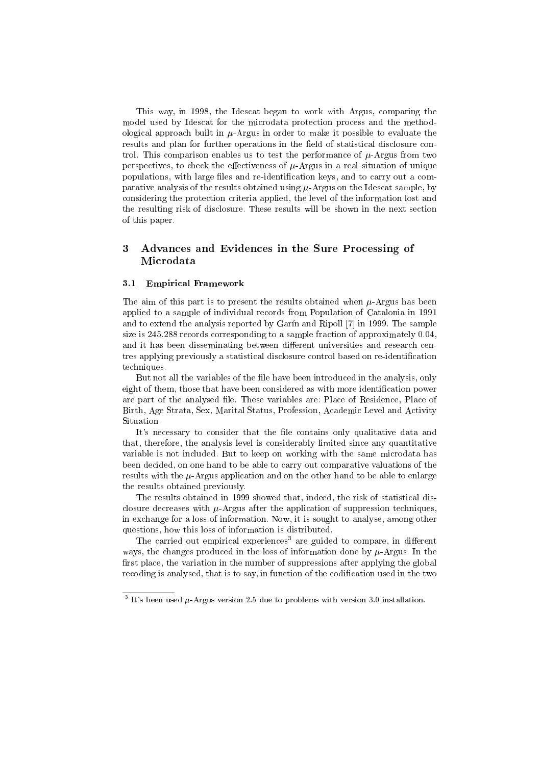This way, in 1998, the Idescat began to work with Argus, comparing the model used by Idescat for the microdata protection process and the methodological approach built in $\mu$-Argus in order to make it possible to evaluate the results and plan for further operations in the field of statistical disclosure control. This comparison enables us to test the performance of $\mu$-Argus from two perspectives, to check the effectiveness of $\mu$-Argus in a real situation of unique populations, with large files and re-identification keys, and to carry out a comparative analysis of the results obtained using $\mu$-Argus on the Idescat sample, by considering the protection criteria applied, the level of the information lost and the resulting risk of disclosure. These results will be shown in the next section of this paper.

## 3 Advances and Evidences in the Sure Processing of Microdata

### 3.1 Empirical Framework

The aim of this part is to present the results obtained when $\mu$-Argus has been applied to a sample of individual records from Population of Catalonia in 1991 and to extend the analysis reported by Garín and Ripoll [7] in 1999. The sample size is 245.288 records corresponding to a sample fraction of approximately 0.04, and it has been disseminating between different universities and research centres applying previously a statistical disclosure control based on re-identification techniques.

But not all the variables of the file have been introduced in the analysis, only eight of them, those that have been considered as with more identification power are part of the analysed file. These variables are: Place of Residence, Place of Birth, Age Strata, Sex, Marital Status, Profession, Academic Level and Activity Situation.

It's necessary to consider that the file contains only qualitative data and that, therefore, the analysis level is considerably limited since any quantitative variable is not included. But to keep on working with the same microdata has been decided, on one hand to be able to carry out comparative valuations of the results with the $\mu$-Argus application and on the other hand to be able to enlarge the results obtained previously.

The results obtained in 1999 showed that, indeed, the risk of statistical disclosure decreases with $\mu$-Argus after the application of suppression techniques, in exchange for a loss of information. Now, it is sought to analyse, among other questions, how this loss of information is distributed.

The carried out empirical experiences[3] are guided to compare, in different ways, the changes produced in the loss of information done by $\mu$-Argus. In the first place, the variation in the number of suppressions after applying the global recoding is analysed, that is to say, in function of the codification used in the two

[3] It's been used $\mu$-Argus version 2.5 due to problems with version 3.0 installation.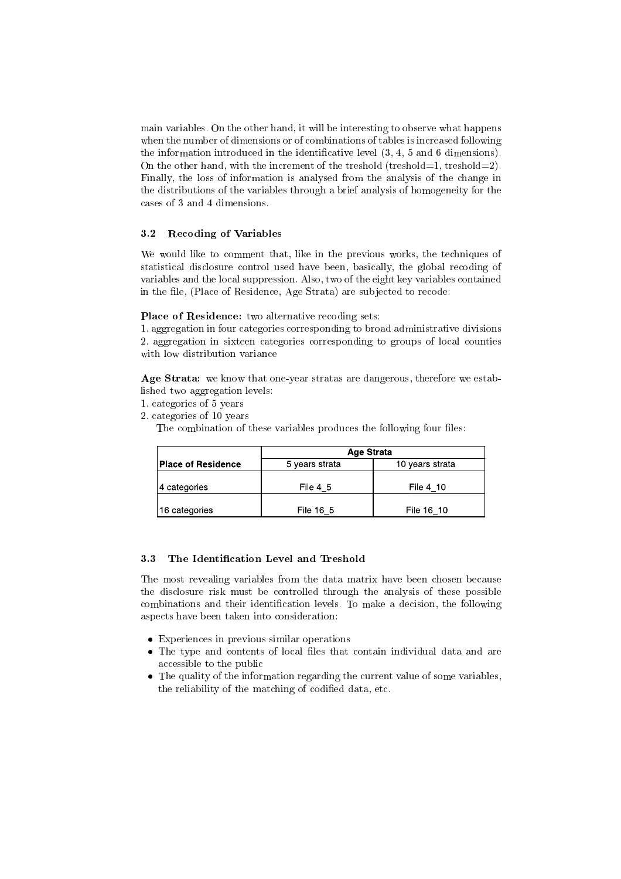main variables. On the other hand, it will be interesting to observe what happens when the number of dimensions or of combinations of tables is increased following the information introduced in the identificative level (3, 4, 5 and 6 dimensions). On the other hand, with the increment of the treshold (treshold=1, treshold=2). Finally, the loss of information is analysed from the analysis of the change in the distributions of the variables through a brief analysis of homogeneity for the cases of 3 and 4 dimensions.

### 3.2 Recoding of Variables

We would like to comment that, like in the previous works, the techniques of statistical disclosure control used have been, basically, the global recoding of variables and the local suppression. Also, two of the eight key variables contained in the file, (Place of Residence, Age Strata) are subjected to recode:

**Place of Residence:** two alternative recoding sets:
1. aggregation in four categories corresponding to broad administrative divisions
2. aggregation in sixteen categories corresponding to groups of local counties with low distribution variance

**Age Strata:** we know that one-year stratas are dangerous, therefore we established two aggregation levels:
1. categories of 5 years
2. categories of 10 years

The combination of these variables produces the following four files:

| | Age Strata | |
|---|---|---|
| **Place of Residence** | 5 years strata | 10 years strata |
| 4 categories | File 4_5 | File 4_10 |
| 16 categories | File 16_5 | File 16_10 |

### 3.3 The Identification Level and Treshold

The most revealing variables from the data matrix have been chosen because the disclosure risk must be controlled through the analysis of these possible combinations and their identification levels. To make a decision, the following aspects have been taken into consideration:

- Experiences in previous similar operations
- The type and contents of local files that contain individual data and are accessible to the public
- The quality of the information regarding the current value of some variables, the reliability of the matching of codified data, etc.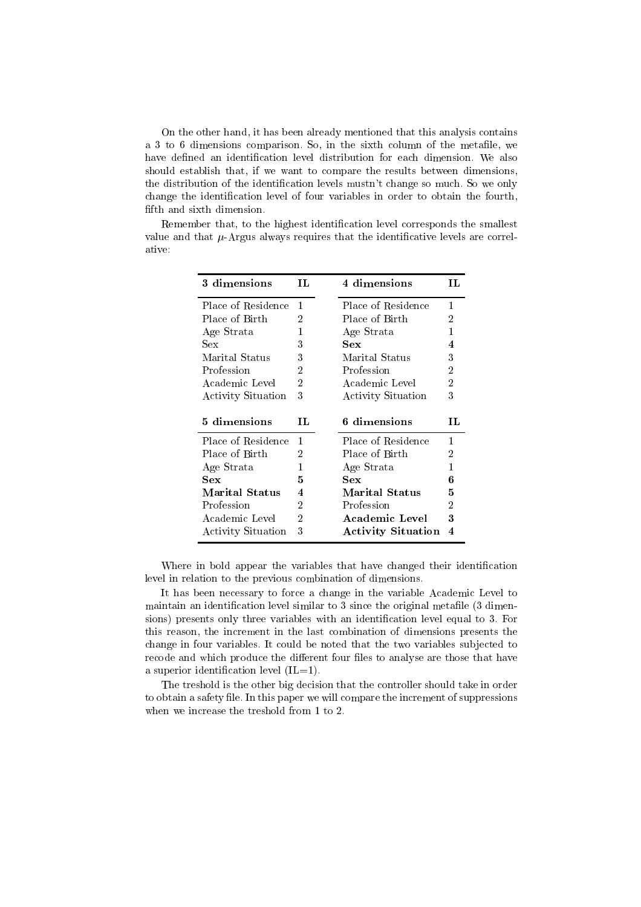On the other hand, it has been already mentioned that this analysis contains a 3 to 6 dimensions comparison. So, in the sixth column of the metafile, we have defined an identification level distribution for each dimension. We also should establish that, if we want to compare the results between dimensions, the distribution of the identification levels mustn't change so much. So we only change the identification level of four variables in order to obtain the fourth, fifth and sixth dimension.

Remember that, to the highest identification level corresponds the smallest value and that $\mu$-Argus always requires that the identificative levels are correlative:

| 3 dimensions | IL | 4 dimensions | IL |
|---|---|---|---|
| Place of Residence | 1 | Place of Residence | 1 |
| Place of Birth | 2 | Place of Birth | 2 |
| Age Strata | 1 | Age Strata | 1 |
| Sex | 3 | **Sex** | **4** |
| Marital Status | 3 | Marital Status | 3 |
| Profession | 2 | Profession | 2 |
| Academic Level | 2 | Academic Level | 2 |
| Activity Situation | 3 | Activity Situation | 3 |
| **5 dimensions** | **IL** | **6 dimensions** | **IL** |
| Place of Residence | 1 | Place of Residence | 1 |
| Place of Birth | 2 | Place of Birth | 2 |
| Age Strata | 1 | Age Strata | 1 |
| **Sex** | **5** | **Sex** | **6** |
| **Marital Status** | **4** | **Marital Status** | **5** |
| Profession | 2 | Profession | 2 |
| Academic Level | 2 | **Academic Level** | **3** |
| Activity Situation | 3 | **Activity Situation** | **4** |

Where in bold appear the variables that have changed their identification level in relation to the previous combination of dimensions.

It has been necessary to force a change in the variable Academic Level to maintain an identification level similar to 3 since the original metafile (3 dimensions) presents only three variables with an identification level equal to 3. For this reason, the increment in the last combination of dimensions presents the change in four variables. It could be noted that the two variables subjected to recode and which produce the different four files to analyse are those that have a superior identification level (IL=1).

The treshold is the other big decision that the controller should take in order to obtain a safety file. In this paper we will compare the increment of suppressions when we increase the treshold from 1 to 2.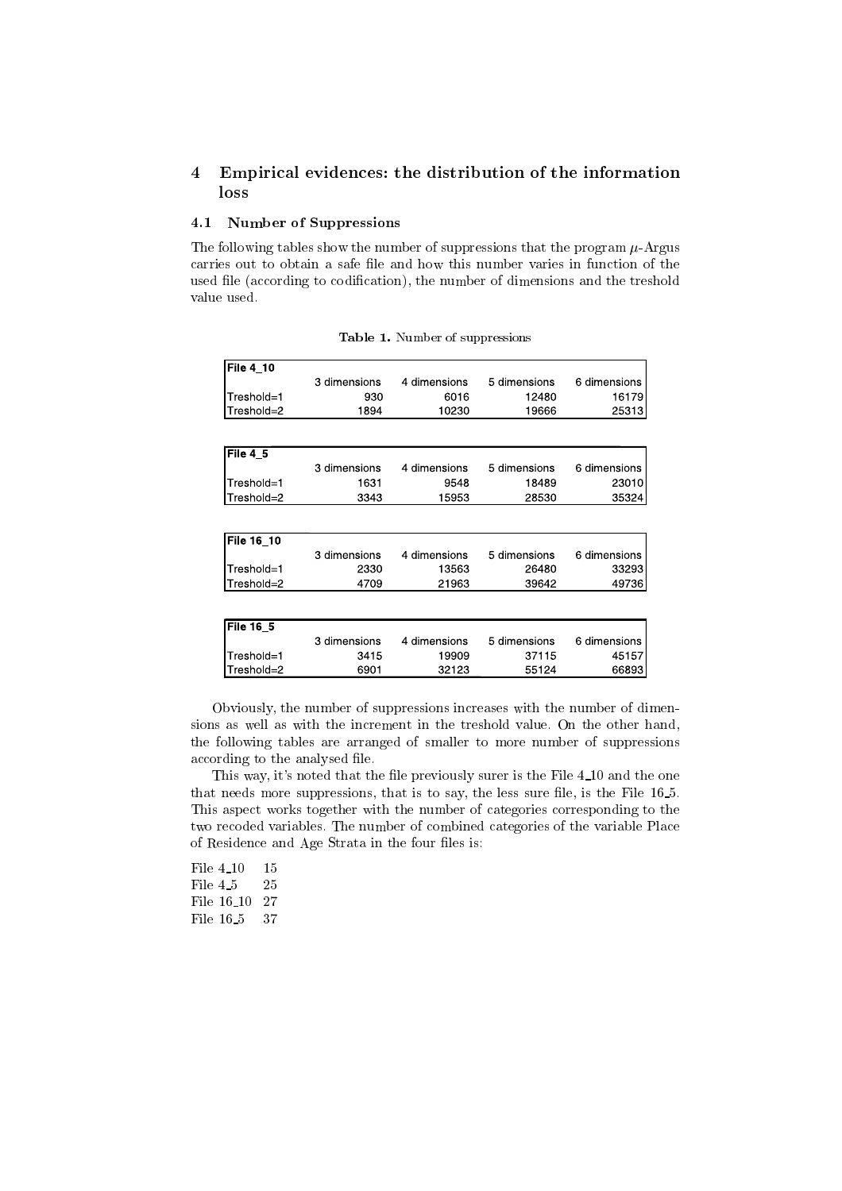## 4 Empirical evidences: the distribution of the information loss

### 4.1 Number of Suppressions

The following tables show the number of suppressions that the program $\mu$-Argus carries out to obtain a safe file and how this number varies in function of the used file (according to codification), the number of dimensions and the treshold value used.

**Table 1.** Number of suppressions

| File 4_10 | | | | |
|---|---|---|---|---|
| | 3 dimensions | 4 dimensions | 5 dimensions | 6 dimensions |
| Treshold=1 | 930 | 6016 | 12480 | 16179 |
| Treshold=2 | 1894 | 10230 | 19666 | 25313 |

| File 4_5 | | | | |
|---|---|---|---|---|
| | 3 dimensions | 4 dimensions | 5 dimensions | 6 dimensions |
| Treshold=1 | 1631 | 9548 | 18489 | 23010 |
| Treshold=2 | 3343 | 15953 | 28530 | 35324 |

| File 16_10 | | | | |
|---|---|---|---|---|
| | 3 dimensions | 4 dimensions | 5 dimensions | 6 dimensions |
| Treshold=1 | 2330 | 13563 | 26480 | 33293 |
| Treshold=2 | 4709 | 21963 | 39642 | 49736 |

| File 16_5 | | | | |
|---|---|---|---|---|
| | 3 dimensions | 4 dimensions | 5 dimensions | 6 dimensions |
| Treshold=1 | 3415 | 19909 | 37115 | 45157 |
| Treshold=2 | 6901 | 32123 | 55124 | 66893 |

Obviously, the number of suppressions increases with the number of dimensions as well as with the increment in the treshold value. On the other hand, the following tables are arranged of smaller to more number of suppressions according to the analysed file.

This way, it's noted that the file previously surer is the File 4_10 and the one that needs more suppressions, that is to say, the less sure file, is the File 16_5. This aspect works together with the number of categories corresponding to the two recoded variables. The number of combined categories of the variable Place of Residence and Age Strata in the four files is:

File 4_10 15
File 4_5 25
File 16_10 27
File 16_5 37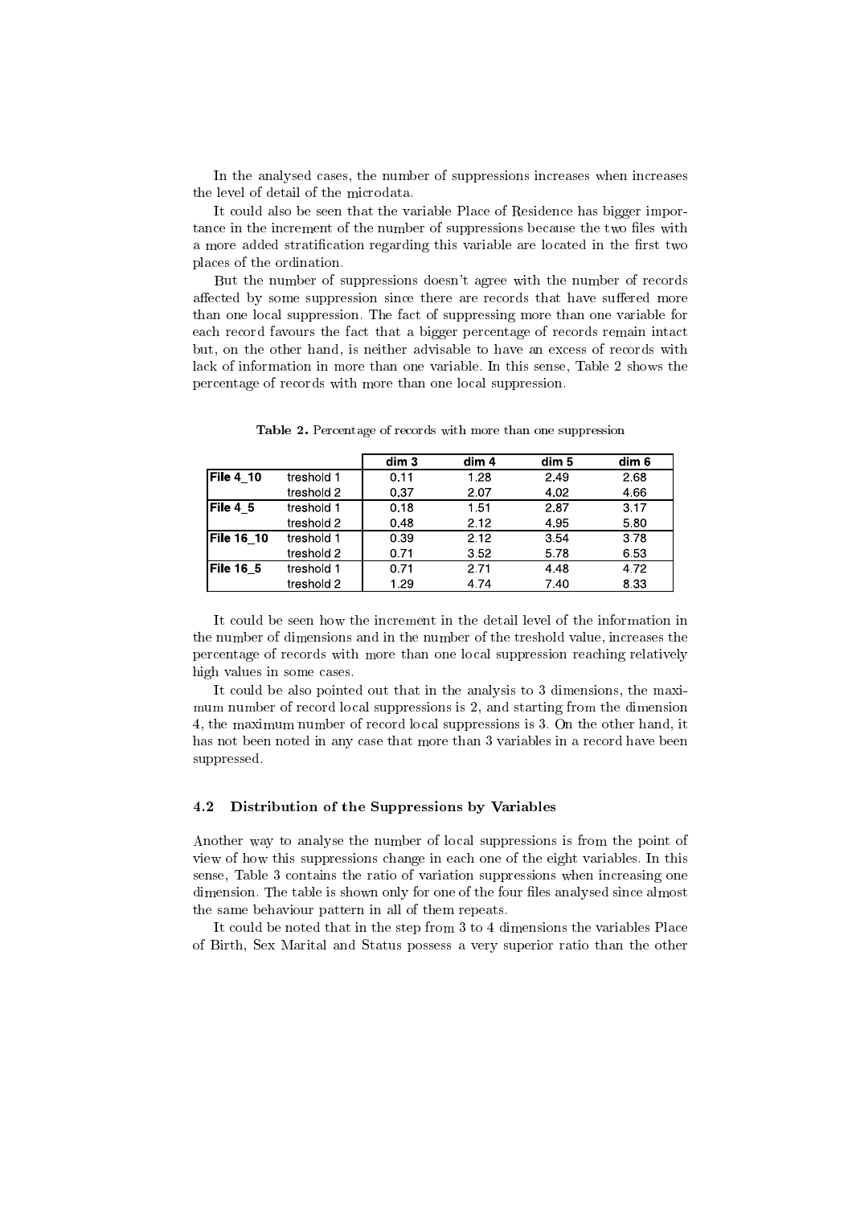In the analysed cases, the number of suppressions increases when increases the level of detail of the microdata.

It could also be seen that the variable Place of Residence has bigger importance in the increment of the number of suppressions because the two files with a more added stratification regarding this variable are located in the first two places of the ordination.

But the number of suppressions doesn't agree with the number of records affected by some suppression since there are records that have suffered more than one local suppression. The fact of suppressing more than one variable for each record favours the fact that a bigger percentage of records remain intact but, on the other hand, is neither advisable to have an excess of records with lack of information in more than one variable. In this sense, Table 2 shows the percentage of records with more than one local suppression.

**Table 2.** Percentage of records with more than one suppression

| | | dim 3 | dim 4 | dim 5 | dim 6 |
|---|---|---|---|---|---|
| **File 4_10** | treshold 1 | 0.11 | 1.28 | 2.49 | 2.68 |
| | treshold 2 | 0.37 | 2.07 | 4.02 | 4.66 |
| **File 4_5** | treshold 1 | 0.18 | 1.51 | 2.87 | 3.17 |
| | treshold 2 | 0.48 | 2.12 | 4.95 | 5.80 |
| **File 16_10** | treshold 1 | 0.39 | 2.12 | 3.54 | 3.78 |
| | treshold 2 | 0.71 | 3.52 | 5.78 | 6.53 |
| **File 16_5** | treshold 1 | 0.71 | 2.71 | 4.48 | 4.72 |
| | treshold 2 | 1.29 | 4.74 | 7.40 | 8.33 |

It could be seen how the increment in the detail level of the information in the number of dimensions and in the number of the treshold value, increases the percentage of records with more than one local suppression reaching relatively high values in some cases.

It could be also pointed out that in the analysis to 3 dimensions, the maximum number of record local suppressions is 2, and starting from the dimension 4, the maximum number of record local suppressions is 3. On the other hand, it has not been noted in any case that more than 3 variables in a record have been suppressed.

### 4.2 Distribution of the Suppressions by Variables

Another way to analyse the number of local suppressions is from the point of view of how this suppressions change in each one of the eight variables. In this sense, Table 3 contains the ratio of variation suppressions when increasing one dimension. The table is shown only for one of the four files analysed since almost the same behaviour pattern in all of them repeats.

It could be noted that in the step from 3 to 4 dimensions the variables Place of Birth, Sex Marital and Status possess a very superior ratio than the other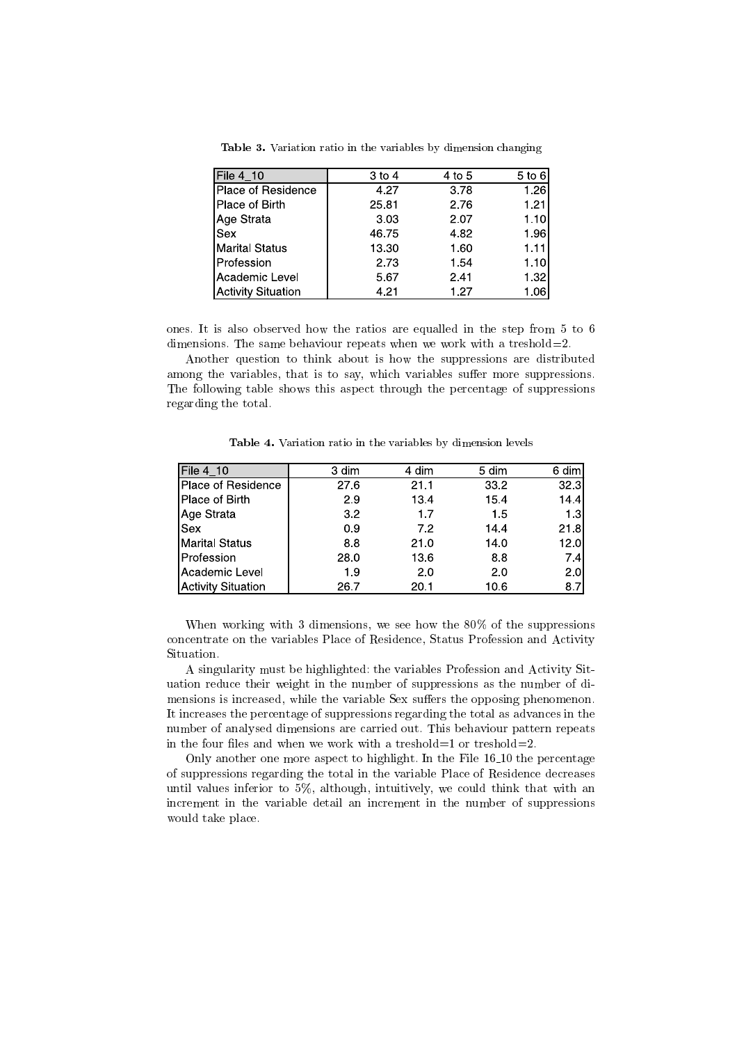**Table 3.** Variation ratio in the variables by dimension changing

| File 4_10 | 3 to 4 | 4 to 5 | 5 to 6 |
|---|---|---|---|
| Place of Residence | 4.27 | 3.78 | 1.26 |
| Place of Birth | 25.81 | 2.76 | 1.21 |
| Age Strata | 3.03 | 2.07 | 1.10 |
| Sex | 46.75 | 4.82 | 1.96 |
| Marital Status | 13.30 | 1.60 | 1.11 |
| Profession | 2.73 | 1.54 | 1.10 |
| Academic Level | 5.67 | 2.41 | 1.32 |
| Activity Situation | 4.21 | 1.27 | 1.06 |

ones. It is also observed how the ratios are equalled in the step from 5 to 6 dimensions. The same behaviour repeats when we work with a treshold=2.

Another question to think about is how the suppressions are distributed among the variables, that is to say, which variables suffer more suppressions. The following table shows this aspect through the percentage of suppressions regarding the total.

**Table 4.** Variation ratio in the variables by dimension levels

| File 4_10 | 3 dim | 4 dim | 5 dim | 6 dim |
|---|---|---|---|---|
| Place of Residence | 27.6 | 21.1 | 33.2 | 32.3 |
| Place of Birth | 2.9 | 13.4 | 15.4 | 14.4 |
| Age Strata | 3.2 | 1.7 | 1.5 | 1.3 |
| Sex | 0.9 | 7.2 | 14.4 | 21.8 |
| Marital Status | 8.8 | 21.0 | 14.0 | 12.0 |
| Profession | 28.0 | 13.6 | 8.8 | 7.4 |
| Academic Level | 1.9 | 2.0 | 2.0 | 2.0 |
| Activity Situation | 26.7 | 20.1 | 10.6 | 8.7 |

When working with 3 dimensions, we see how the 80% of the suppressions concentrate on the variables Place of Residence, Status Profession and Activity Situation.

A singularity must be highlighted: the variables Profession and Activity Situation reduce their weight in the number of suppressions as the number of dimensions is increased, while the variable Sex suffers the opposing phenomenon. It increases the percentage of suppressions regarding the total as advances in the number of analysed dimensions are carried out. This behaviour pattern repeats in the four files and when we work with a treshold=1 or treshold=2.

Only another one more aspect to highlight. In the File 16_10 the percentage of suppressions regarding the total in the variable Place of Residence decreases until values inferior to 5%, although, intuitively, we could think that with an increment in the variable detail an increment in the number of suppressions would take place.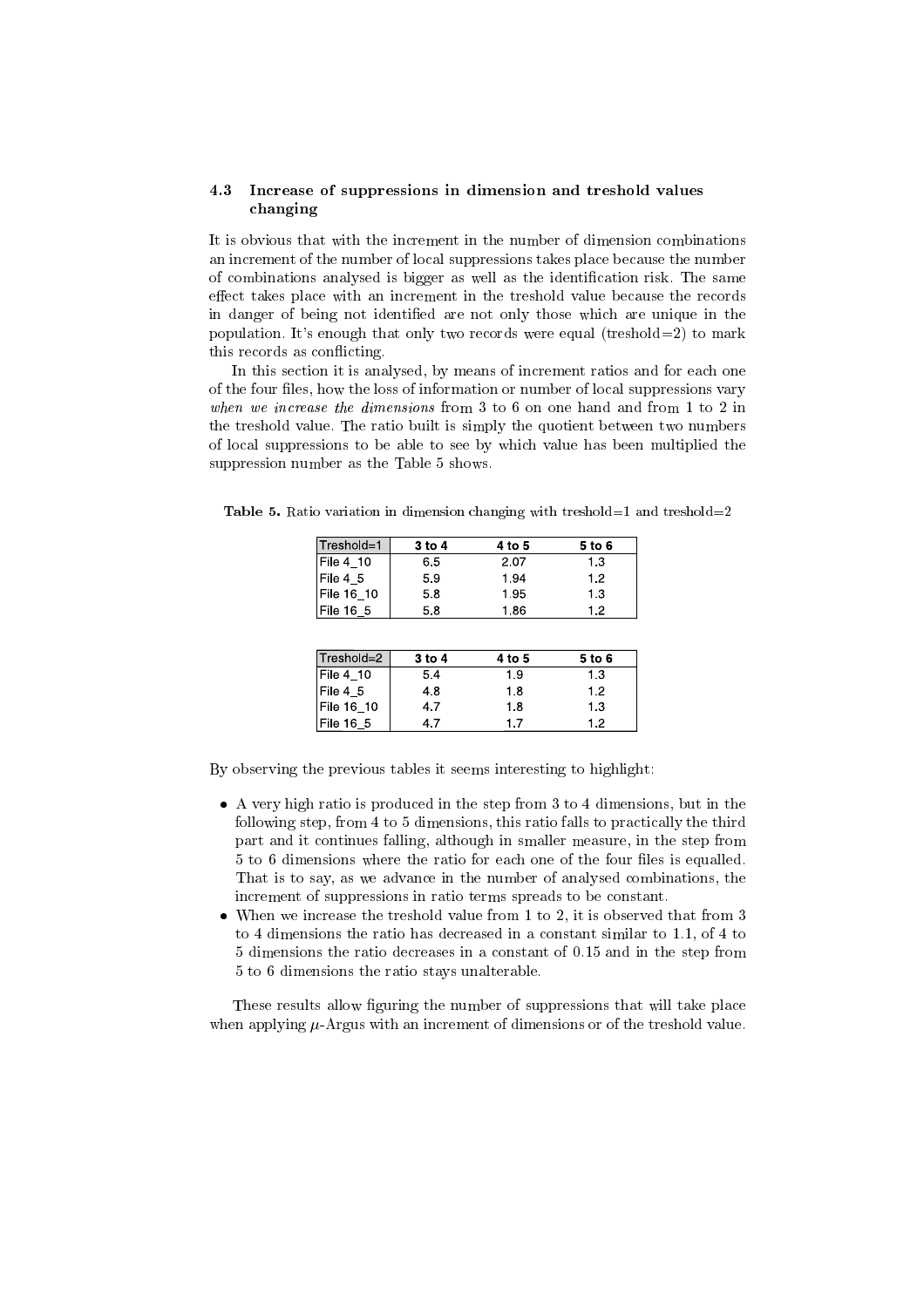### 4.3 Increase of suppressions in dimension and treshold values changing

It is obvious that with the increment in the number of dimension combinations an increment of the number of local suppressions takes place because the number of combinations analysed is bigger as well as the identification risk. The same effect takes place with an increment in the treshold value because the records in danger of being not identified are not only those which are unique in the population. It's enough that only two records were equal (treshold=2) to mark this records as conflicting.

In this section it is analysed, by means of increment ratios and for each one of the four files, how the loss of information or number of local suppressions vary *when we increase the dimensions* from 3 to 6 on one hand and from 1 to 2 in the treshold value. The ratio built is simply the quotient between two numbers of local suppressions to be able to see by which value has been multiplied the suppression number as the Table 5 shows.

**Table 5.** Ratio variation in dimension changing with treshold=1 and treshold=2

| Treshold=1 | 3 to 4 | 4 to 5 | 5 to 6 |
|---|---|---|---|
| File 4_10 | 6.5 | 2.07 | 1.3 |
| File 4_5 | 5.9 | 1.94 | 1.2 |
| File 16_10 | 5.8 | 1.95 | 1.3 |
| File 16_5 | 5.8 | 1.86 | 1.2 |

| Treshold=2 | 3 to 4 | 4 to 5 | 5 to 6 |
|---|---|---|---|
| File 4_10 | 5.4 | 1.9 | 1.3 |
| File 4_5 | 4.8 | 1.8 | 1.2 |
| File 16_10 | 4.7 | 1.8 | 1.3 |
| File 16_5 | 4.7 | 1.7 | 1.2 |

By observing the previous tables it seems interesting to highlight:

- A very high ratio is produced in the step from 3 to 4 dimensions, but in the following step, from 4 to 5 dimensions, this ratio falls to practically the third part and it continues falling, although in smaller measure, in the step from 5 to 6 dimensions where the ratio for each one of the four files is equalled. That is to say, as we advance in the number of analysed combinations, the increment of suppressions in ratio terms spreads to be constant.
- When we increase the treshold value from 1 to 2, it is observed that from 3 to 4 dimensions the ratio has decreased in a constant similar to 1.1, of 4 to 5 dimensions the ratio decreases in a constant of 0.15 and in the step from 5 to 6 dimensions the ratio stays unalterable.

These results allow figuring the number of suppressions that will take place when applying $\mu$-Argus with an increment of dimensions or of the treshold value.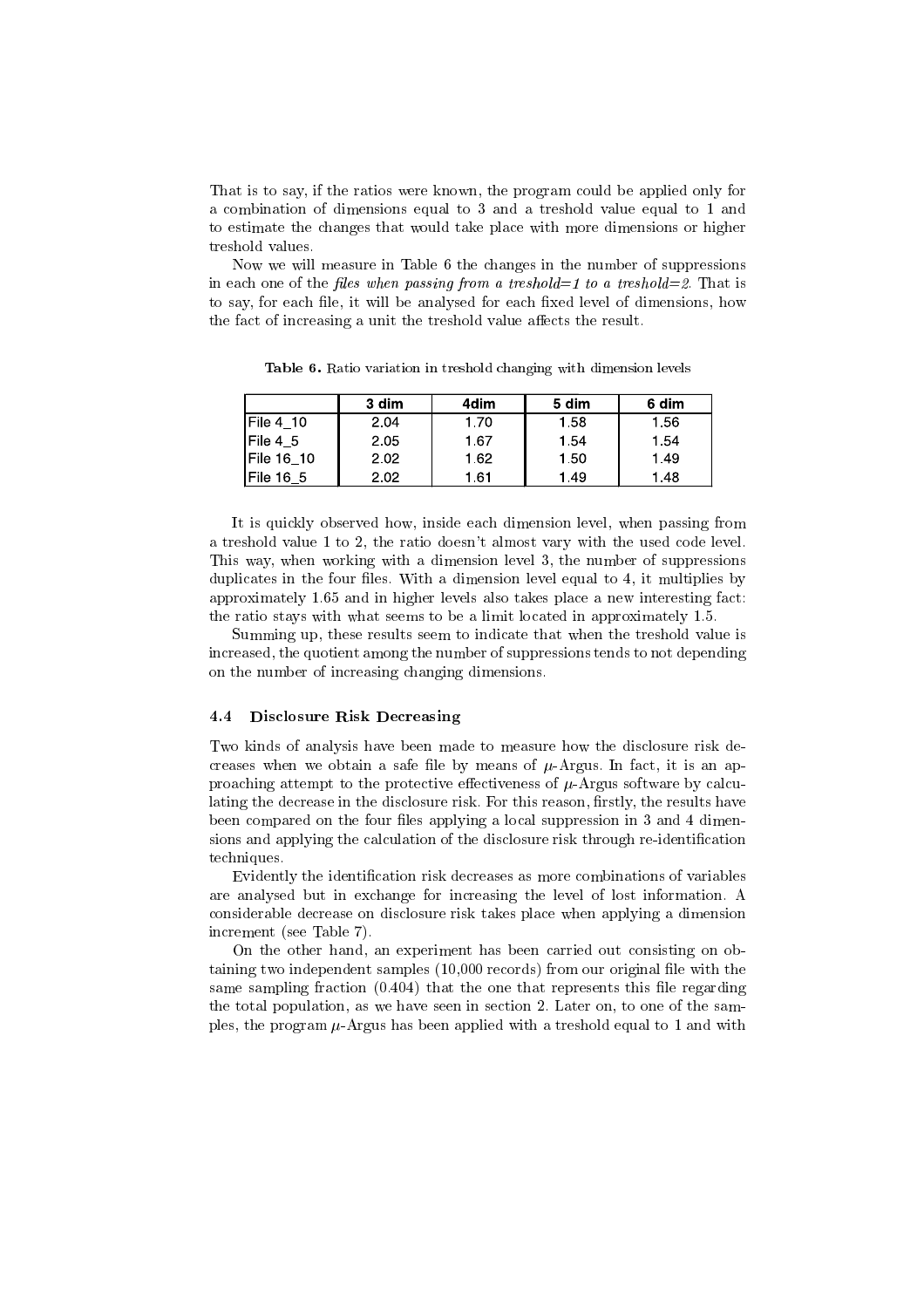That is to say, if the ratios were known, the program could be applied only for a combination of dimensions equal to 3 and a treshold value equal to 1 and to estimate the changes that would take place with more dimensions or higher treshold values.

Now we will measure in Table 6 the changes in the number of suppressions in each one of the *files when passing from a treshold=1 to a treshold=2*. That is to say, for each file, it will be analysed for each fixed level of dimensions, how the fact of increasing a unit the treshold value affects the result.

**Table 6.** Ratio variation in treshold changing with dimension levels

|  | 3 dim | 4dim | 5 dim | 6 dim |
|---|---|---|---|---|
| File 4_10 | 2.04 | 1.70 | 1.58 | 1.56 |
| File 4_5 | 2.05 | 1.67 | 1.54 | 1.54 |
| File 16_10 | 2.02 | 1.62 | 1.50 | 1.49 |
| File 16_5 | 2.02 | 1.61 | 1.49 | 1.48 |

It is quickly observed how, inside each dimension level, when passing from a treshold value 1 to 2, the ratio doesn't almost vary with the used code level. This way, when working with a dimension level 3, the number of suppressions duplicates in the four files. With a dimension level equal to 4, it multiplies by approximately 1.65 and in higher levels also takes place a new interesting fact: the ratio stays with what seems to be a limit located in approximately 1.5.

Summing up, these results seem to indicate that when the treshold value is increased, the quotient among the number of suppressions tends to not depending on the number of increasing changing dimensions.

### 4.4 Disclosure Risk Decreasing

Two kinds of analysis have been made to measure how the disclosure risk decreases when we obtain a safe file by means of $\mu$-Argus. In fact, it is an approaching attempt to the protective effectiveness of $\mu$-Argus software by calculating the decrease in the disclosure risk. For this reason, firstly, the results have been compared on the four files applying a local suppression in 3 and 4 dimensions and applying the calculation of the disclosure risk through re-identification techniques.

Evidently the identification risk decreases as more combinations of variables are analysed but in exchange for increasing the level of lost information. A considerable decrease on disclosure risk takes place when applying a dimension increment (see Table 7).

On the other hand, an experiment has been carried out consisting on obtaining two independent samples (10,000 records) from our original file with the same sampling fraction (0.404) that the one that represents this file regarding the total population, as we have seen in section 2. Later on, to one of the samples, the program $\mu$-Argus has been applied with a treshold equal to 1 and with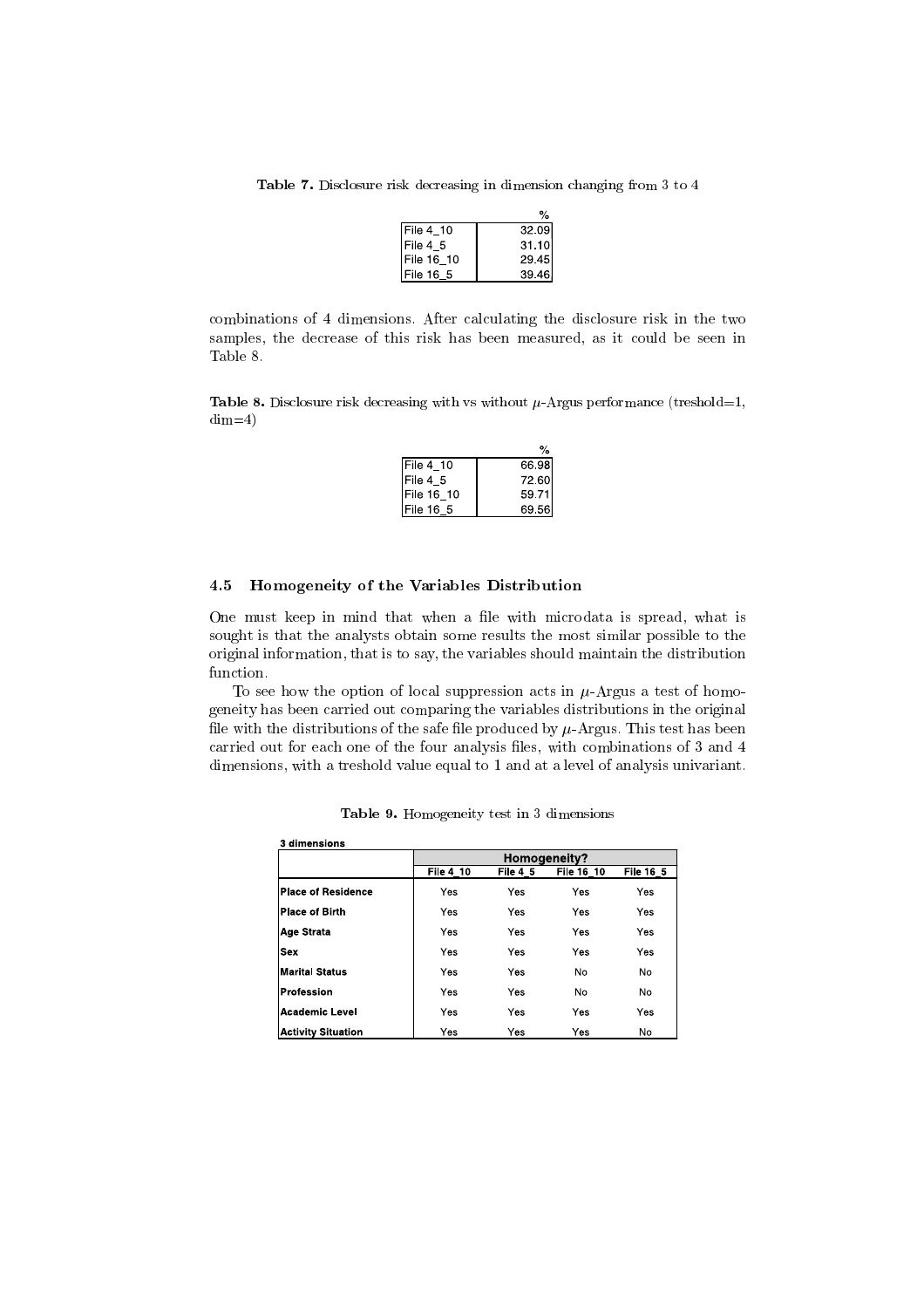**Table 7.** Disclosure risk decreasing in dimension changing from 3 to 4

| | % |
|---|---|
| File 4_10 | 32.09 |
| File 4_5 | 31.10 |
| File 16_10 | 29.45 |
| File 16_5 | 39.46 |

combinations of 4 dimensions. After calculating the disclosure risk in the two samples, the decrease of this risk has been measured, as it could be seen in Table 8.

**Table 8.** Disclosure risk decreasing with vs without $\mu$-Argus performance (treshold=1, dim=4)

| | % |
|---|---|
| File 4_10 | 66.98 |
| File 4_5 | 72.60 |
| File 16_10 | 59.71 |
| File 16_5 | 69.56 |

### 4.5 Homogeneity of the Variables Distribution

One must keep in mind that when a file with microdata is spread, what is sought is that the analysts obtain some results the most similar possible to the original information, that is to say, the variables should maintain the distribution function.

To see how the option of local suppression acts in $\mu$-Argus a test of homogeneity has been carried out comparing the variables distributions in the original file with the distributions of the safe file produced by $\mu$-Argus. This test has been carried out for each one of the four analysis files, with combinations of 3 and 4 dimensions, with a treshold value equal to 1 and at a level of analysis univariant.

**Table 9.** Homogeneity test in 3 dimensions

| 3 dimensions | Homogeneity? | | | |
|---|---|---|---|---|
| | File 4_10 | File 4_5 | File 16_10 | File 16_5 |
| Place of Residence | Yes | Yes | Yes | Yes |
| Place of Birth | Yes | Yes | Yes | Yes |
| Age Strata | Yes | Yes | Yes | Yes |
| Sex | Yes | Yes | Yes | Yes |
| Marital Status | Yes | Yes | No | No |
| Profession | Yes | Yes | No | No |
| Academic Level | Yes | Yes | Yes | Yes |
| Activity Situation | Yes | Yes | Yes | No |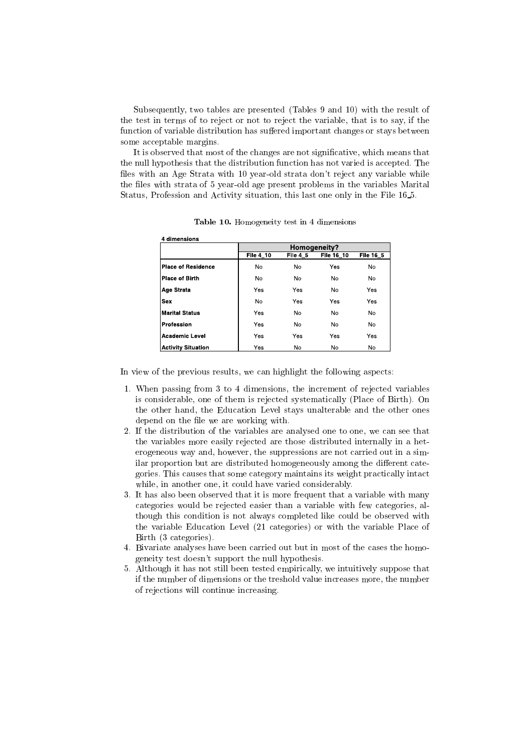Subsequently, two tables are presented (Tables 9 and 10) with the result of the test in terms of to reject or not to reject the variable, that is to say, if the function of variable distribution has suffered important changes or stays between some acceptable margins.

It is observed that most of the changes are not significative, which means that the null hypothesis that the distribution function has not varied is accepted. The files with an Age Strata with 10 year-old strata don't reject any variable while the files with strata of 5 year-old age present problems in the variables Marital Status, Profession and Activity situation, this last one only in the File 16_5.

**Table 10.** Homogeneity test in 4 dimensions

4 dimensions

| | Homogeneity? | | | |
|---|---|---|---|---|
| | File 4_10 | File 4_5 | File 16_10 | File 16_5 |
| **Place of Residence** | No | No | Yes | No |
| **Place of Birth** | No | No | No | No |
| **Age Strata** | Yes | Yes | No | Yes |
| **Sex** | No | Yes | Yes | Yes |
| **Marital Status** | Yes | No | No | No |
| **Profession** | Yes | No | No | No |
| **Academic Level** | Yes | Yes | Yes | Yes |
| **Activity Situation** | Yes | No | No | No |

In view of the previous results, we can highlight the following aspects:

1. When passing from 3 to 4 dimensions, the increment of rejected variables is considerable, one of them is rejected systematically (Place of Birth). On the other hand, the Education Level stays unalterable and the other ones depend on the file we are working with.
2. If the distribution of the variables are analysed one to one, we can see that the variables more easily rejected are those distributed internally in a heterogeneous way and, however, the suppressions are not carried out in a similar proportion but are distributed homogeneously among the different categories. This causes that some category maintains its weight practically intact while, in another one, it could have varied considerably.
3. It has also been observed that it is more frequent that a variable with many categories would be rejected easier than a variable with few categories, although this condition is not always completed like could be observed with the variable Education Level (21 categories) or with the variable Place of Birth (3 categories).
4. Bivariate analyses have been carried out but in most of the cases the homogeneity test doesn't support the null hypothesis.
5. Although it has not still been tested empirically, we intuitively suppose that if the number of dimensions or the treshold value increases more, the number of rejections will continue increasing.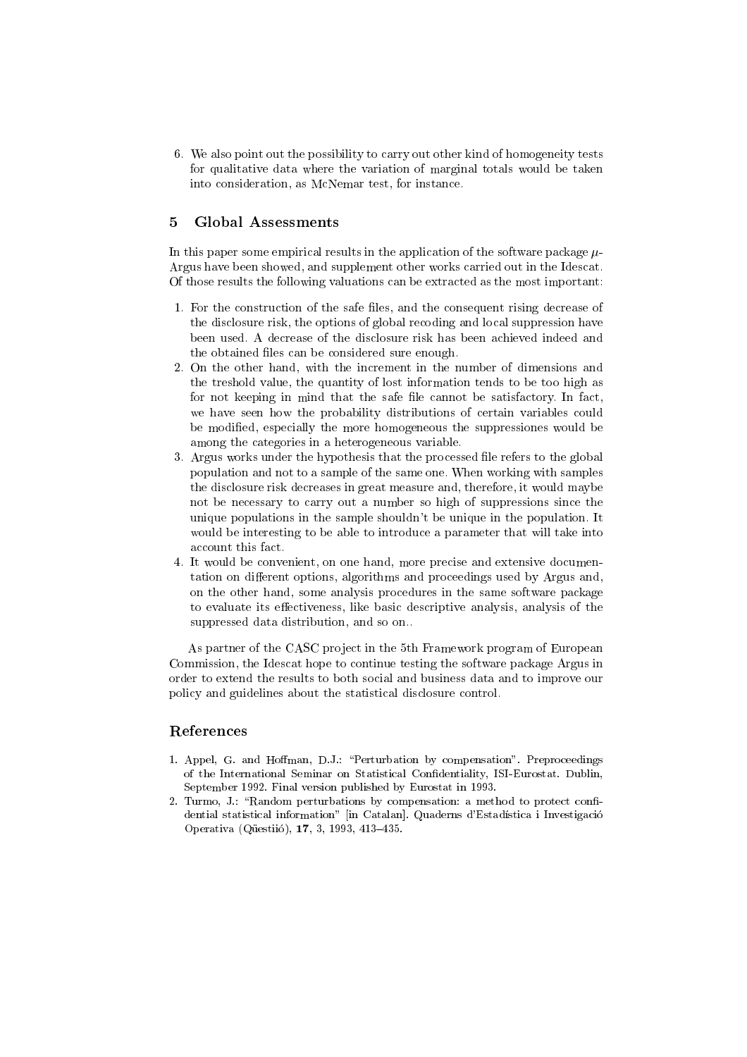6. We also point out the possibility to carry out other kind of homogeneity tests for qualitative data where the variation of marginal totals would be taken into consideration, as McNemar test, for instance.

## 5 Global Assessments

In this paper some empirical results in the application of the software package $\mu$-Argus have been showed, and supplement other works carried out in the Idescat. Of those results the following valuations can be extracted as the most important:

1. For the construction of the safe files, and the consequent rising decrease of the disclosure risk, the options of global recoding and local suppression have been used. A decrease of the disclosure risk has been achieved indeed and the obtained files can be considered sure enough.
2. On the other hand, with the increment in the number of dimensions and the treshold value, the quantity of lost information tends to be too high as for not keeping in mind that the safe file cannot be satisfactory. In fact, we have seen how the probability distributions of certain variables could be modified, especially the more homogeneous the suppressiones would be among the categories in a heterogeneous variable.
3. Argus works under the hypothesis that the processed file refers to the global population and not to a sample of the same one. When working with samples the disclosure risk decreases in great measure and, therefore, it would maybe not be necessary to carry out a number so high of suppressions since the unique populations in the sample shouldn't be unique in the population. It would be interesting to be able to introduce a parameter that will take into account this fact.
4. It would be convenient, on one hand, more precise and extensive documentation on different options, algorithms and proceedings used by Argus and, on the other hand, some analysis procedures in the same software package to evaluate its effectiveness, like basic descriptive analysis, analysis of the suppressed data distribution, and so on..

As partner of the CASC project in the 5th Framework program of European Commission, the Idescat hope to continue testing the software package Argus in order to extend the results to both social and business data and to improve our policy and guidelines about the statistical disclosure control.

## References

1. Appel, G. and Hoffman, D.J.: "Perturbation by compensation". Preproceedings of the International Seminar on Statistical Confidentiality, ISI-Eurostat. Dublin, September 1992. Final version published by Eurostat in 1993.
2. Turmo, J.: "Random perturbations by compensation: a method to protect confidential statistical information" [in Catalan]. Quaderns d'Estadística i Investigació Operativa (Qüestiió), **17**, 3, 1993, 413–435.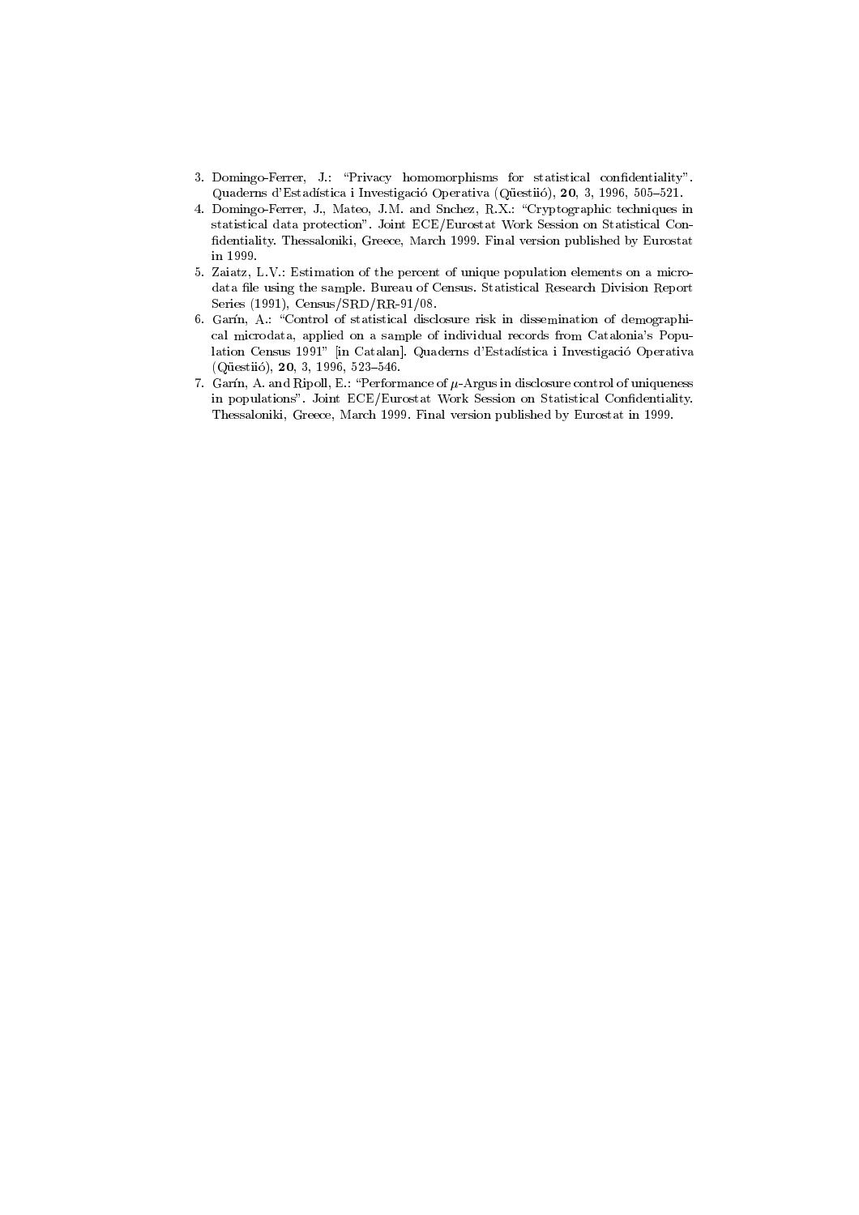3. Domingo-Ferrer, J.: "Privacy homomorphisms for statistical confidentiality". Quaderns d'Estadística i Investigació Operativa (Qüestiió), **20**, 3, 1996, 505–521.
4. Domingo-Ferrer, J., Mateo, J.M. and Snchez, R.X.: "Cryptographic techniques in statistical data protection". Joint ECE/Eurostat Work Session on Statistical Confidentiality. Thessaloniki, Greece, March 1999. Final version published by Eurostat in 1999.
5. Zaiatz, L.V.: Estimation of the percent of unique population elements on a microdata file using the sample. Bureau of Census. Statistical Research Division Report Series (1991), Census/SRD/RR-91/08.
6. Garín, A.: "Control of statistical disclosure risk in dissemination of demographical microdata, applied on a sample of individual records from Catalonia's Population Census 1991" [in Catalan]. Quaderns d'Estadística i Investigació Operativa (Qüestiió), **20**, 3, 1996, 523–546.
7. Garín, A. and Ripoll, E.: "Performance of $\mu$-Argus in disclosure control of uniqueness in populations". Joint ECE/Eurostat Work Session on Statistical Confidentiality. Thessaloniki, Greece, March 1999. Final version published by Eurostat in 1999.